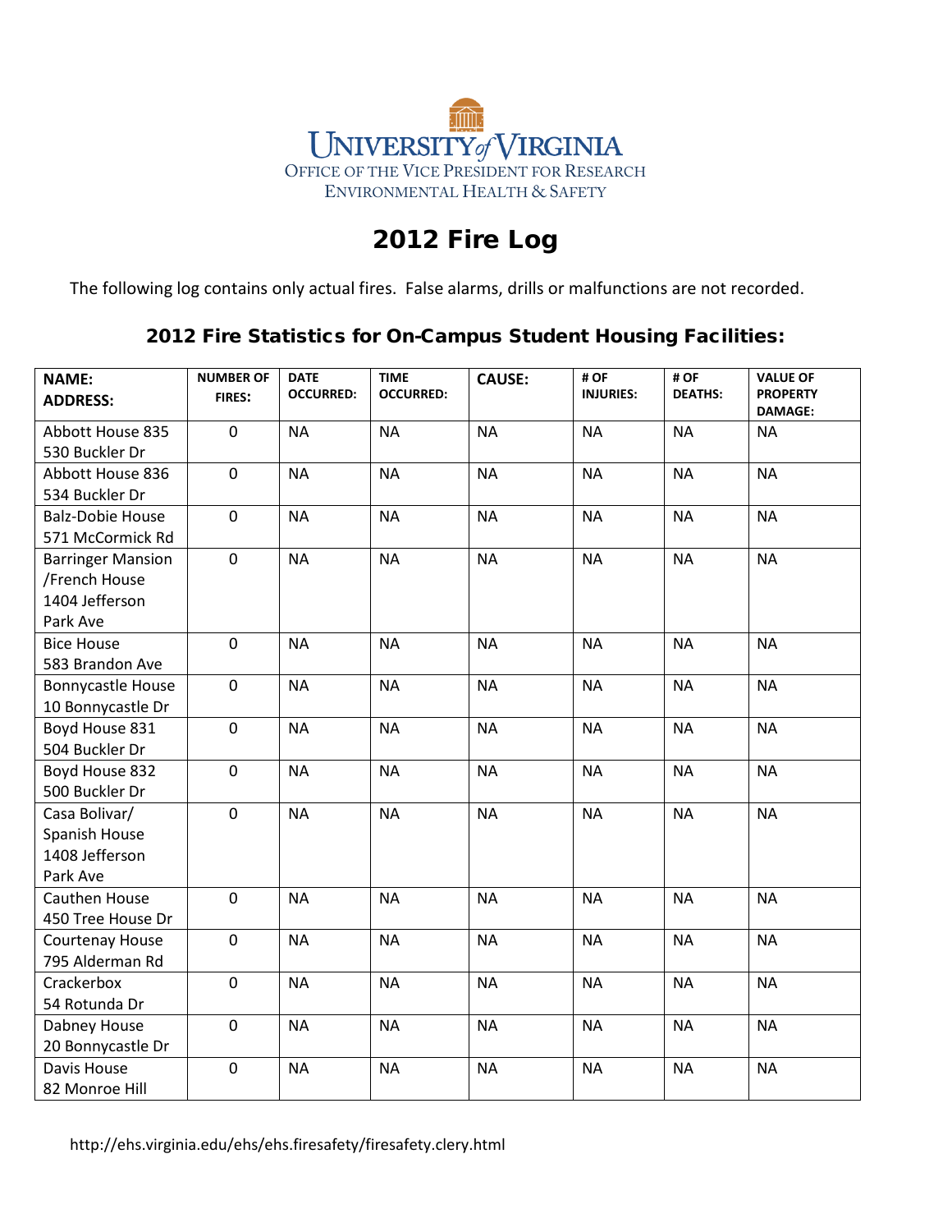University of Virginia
Office of the Vice President for Research
Environmental Health & Safety

# 2012 Fire Log

The following log contains only actual fires. False alarms, drills or malfunctions are not recorded.

## 2012 Fire Statistics for On-Campus Student Housing Facilities:

| NAME: ADDRESS: | NUMBER OF FIRES: | DATE OCCURRED: | TIME OCCURRED: | CAUSE: | # OF INJURIES: | # OF DEATHS: | VALUE OF PROPERTY DAMAGE: |
|---|---|---|---|---|---|---|---|
| Abbott House 835 530 Buckler Dr | 0 | NA | NA | NA | NA | NA | NA |
| Abbott House 836 534 Buckler Dr | 0 | NA | NA | NA | NA | NA | NA |
| Balz-Dobie House 571 McCormick Rd | 0 | NA | NA | NA | NA | NA | NA |
| Barringer Mansion /French House 1404 Jefferson Park Ave | 0 | NA | NA | NA | NA | NA | NA |
| Bice House 583 Brandon Ave | 0 | NA | NA | NA | NA | NA | NA |
| Bonnycastle House 10 Bonnycastle Dr | 0 | NA | NA | NA | NA | NA | NA |
| Boyd House 831 504 Buckler Dr | 0 | NA | NA | NA | NA | NA | NA |
| Boyd House 832 500 Buckler Dr | 0 | NA | NA | NA | NA | NA | NA |
| Casa Bolivar/ Spanish House 1408 Jefferson Park Ave | 0 | NA | NA | NA | NA | NA | NA |
| Cauthen House 450 Tree House Dr | 0 | NA | NA | NA | NA | NA | NA |
| Courtenay House 795 Alderman Rd | 0 | NA | NA | NA | NA | NA | NA |
| Crackerbox 54 Rotunda Dr | 0 | NA | NA | NA | NA | NA | NA |
| Dabney House 20 Bonnycastle Dr | 0 | NA | NA | NA | NA | NA | NA |
| Davis House 82 Monroe Hill | 0 | NA | NA | NA | NA | NA | NA |

http://ehs.virginia.edu/ehs/ehs.firesafety/firesafety.clery.html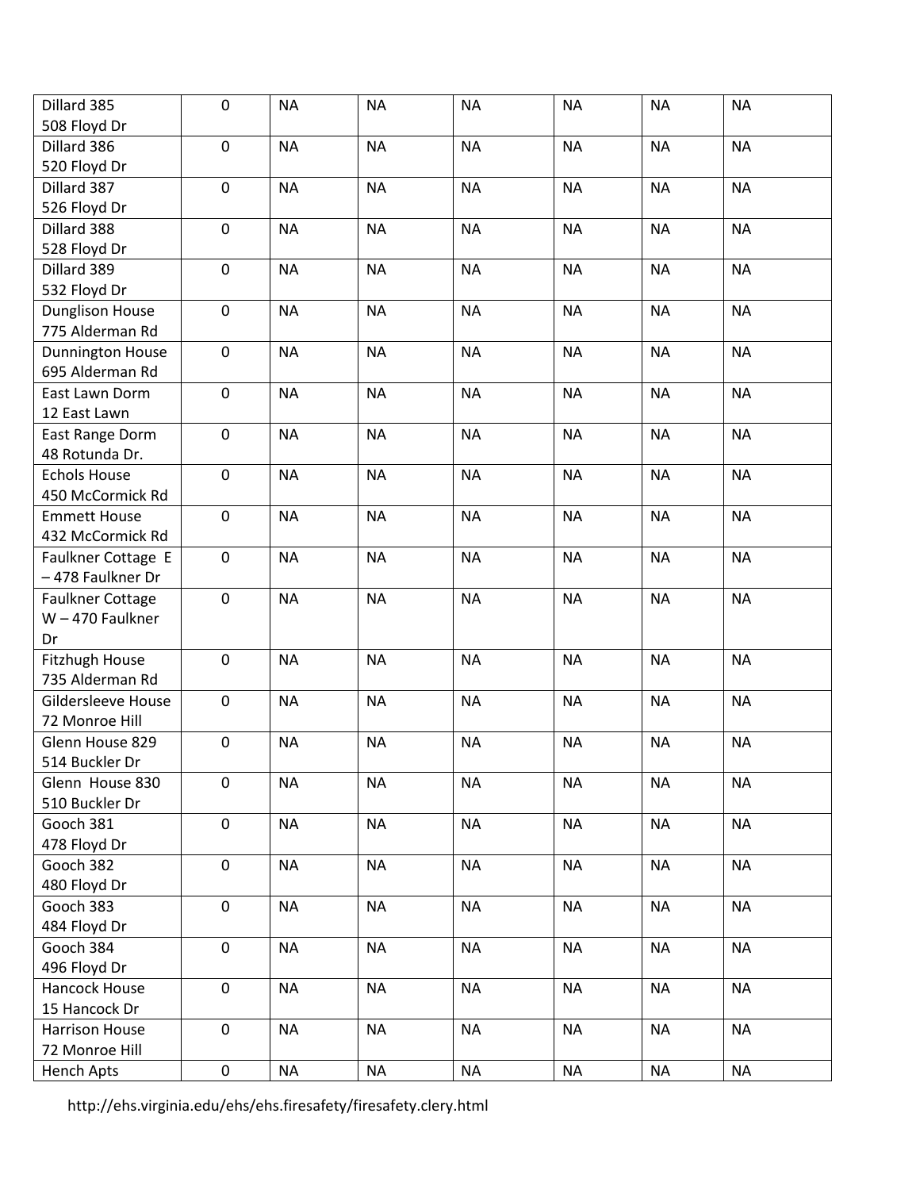| | | | | | | | |
|---|---|---|---|---|---|---|---|
| Dillard 385 508 Floyd Dr | 0 | NA | NA | NA | NA | NA | NA |
| Dillard 386 520 Floyd Dr | 0 | NA | NA | NA | NA | NA | NA |
| Dillard 387 526 Floyd Dr | 0 | NA | NA | NA | NA | NA | NA |
| Dillard 388 528 Floyd Dr | 0 | NA | NA | NA | NA | NA | NA |
| Dillard 389 532 Floyd Dr | 0 | NA | NA | NA | NA | NA | NA |
| Dunglison House 775 Alderman Rd | 0 | NA | NA | NA | NA | NA | NA |
| Dunnington House 695 Alderman Rd | 0 | NA | NA | NA | NA | NA | NA |
| East Lawn Dorm 12 East Lawn | 0 | NA | NA | NA | NA | NA | NA |
| East Range Dorm 48 Rotunda Dr. | 0 | NA | NA | NA | NA | NA | NA |
| Echols House 450 McCormick Rd | 0 | NA | NA | NA | NA | NA | NA |
| Emmett House 432 McCormick Rd | 0 | NA | NA | NA | NA | NA | NA |
| Faulkner Cottage E – 478 Faulkner Dr | 0 | NA | NA | NA | NA | NA | NA |
| Faulkner Cottage W – 470 Faulkner Dr | 0 | NA | NA | NA | NA | NA | NA |
| Fitzhugh House 735 Alderman Rd | 0 | NA | NA | NA | NA | NA | NA |
| Gildersleeve House 72 Monroe Hill | 0 | NA | NA | NA | NA | NA | NA |
| Glenn House 829 514 Buckler Dr | 0 | NA | NA | NA | NA | NA | NA |
| Glenn House 830 510 Buckler Dr | 0 | NA | NA | NA | NA | NA | NA |
| Gooch 381 478 Floyd Dr | 0 | NA | NA | NA | NA | NA | NA |
| Gooch 382 480 Floyd Dr | 0 | NA | NA | NA | NA | NA | NA |
| Gooch 383 484 Floyd Dr | 0 | NA | NA | NA | NA | NA | NA |
| Gooch 384 496 Floyd Dr | 0 | NA | NA | NA | NA | NA | NA |
| Hancock House 15 Hancock Dr | 0 | NA | NA | NA | NA | NA | NA |
| Harrison House 72 Monroe Hill | 0 | NA | NA | NA | NA | NA | NA |
| Hench Apts | 0 | NA | NA | NA | NA | NA | NA |

http://ehs.virginia.edu/ehs/ehs.firesafety/firesafety.clery.html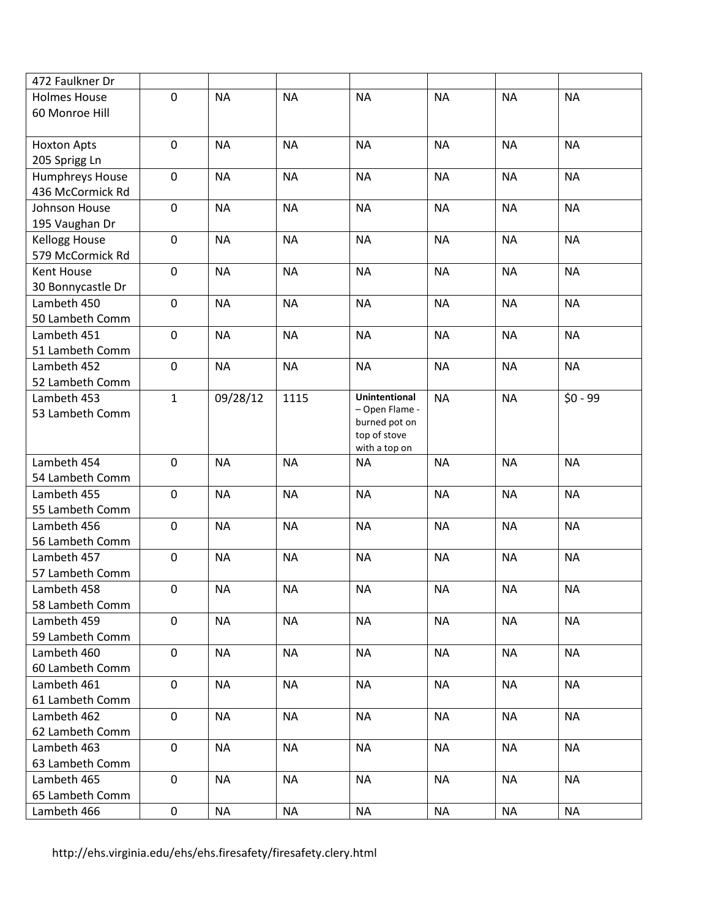| | | | | | | | |
|---|---|---|---|---|---|---|---|
| 472 Faulkner Dr | | | | | | | |
| Holmes House<br>60 Monroe Hill | 0 | NA | NA | NA | NA | NA | NA |
| Hoxton Apts<br>205 Sprigg Ln | 0 | NA | NA | NA | NA | NA | NA |
| Humphreys House<br>436 McCormick Rd | 0 | NA | NA | NA | NA | NA | NA |
| Johnson House<br>195 Vaughan Dr | 0 | NA | NA | NA | NA | NA | NA |
| Kellogg House<br>579 McCormick Rd | 0 | NA | NA | NA | NA | NA | NA |
| Kent House<br>30 Bonnycastle Dr | 0 | NA | NA | NA | NA | NA | NA |
| Lambeth 450<br>50 Lambeth Comm | 0 | NA | NA | NA | NA | NA | NA |
| Lambeth 451<br>51 Lambeth Comm | 0 | NA | NA | NA | NA | NA | NA |
| Lambeth 452<br>52 Lambeth Comm | 0 | NA | NA | NA | NA | NA | NA |
| Lambeth 453<br>53 Lambeth Comm | 1 | 09/28/12 | 1115 | **Unintentional** – Open Flame - burned pot on top of stove with a top on | NA | NA | $0 - 99 |
| Lambeth 454<br>54 Lambeth Comm | 0 | NA | NA | NA | NA | NA | NA |
| Lambeth 455<br>55 Lambeth Comm | 0 | NA | NA | NA | NA | NA | NA |
| Lambeth 456<br>56 Lambeth Comm | 0 | NA | NA | NA | NA | NA | NA |
| Lambeth 457<br>57 Lambeth Comm | 0 | NA | NA | NA | NA | NA | NA |
| Lambeth 458<br>58 Lambeth Comm | 0 | NA | NA | NA | NA | NA | NA |
| Lambeth 459<br>59 Lambeth Comm | 0 | NA | NA | NA | NA | NA | NA |
| Lambeth 460<br>60 Lambeth Comm | 0 | NA | NA | NA | NA | NA | NA |
| Lambeth 461<br>61 Lambeth Comm | 0 | NA | NA | NA | NA | NA | NA |
| Lambeth 462<br>62 Lambeth Comm | 0 | NA | NA | NA | NA | NA | NA |
| Lambeth 463<br>63 Lambeth Comm | 0 | NA | NA | NA | NA | NA | NA |
| Lambeth 465<br>65 Lambeth Comm | 0 | NA | NA | NA | NA | NA | NA |
| Lambeth 466 | 0 | NA | NA | NA | NA | NA | NA |

http://ehs.virginia.edu/ehs/ehs.firesafety/firesafety.clery.html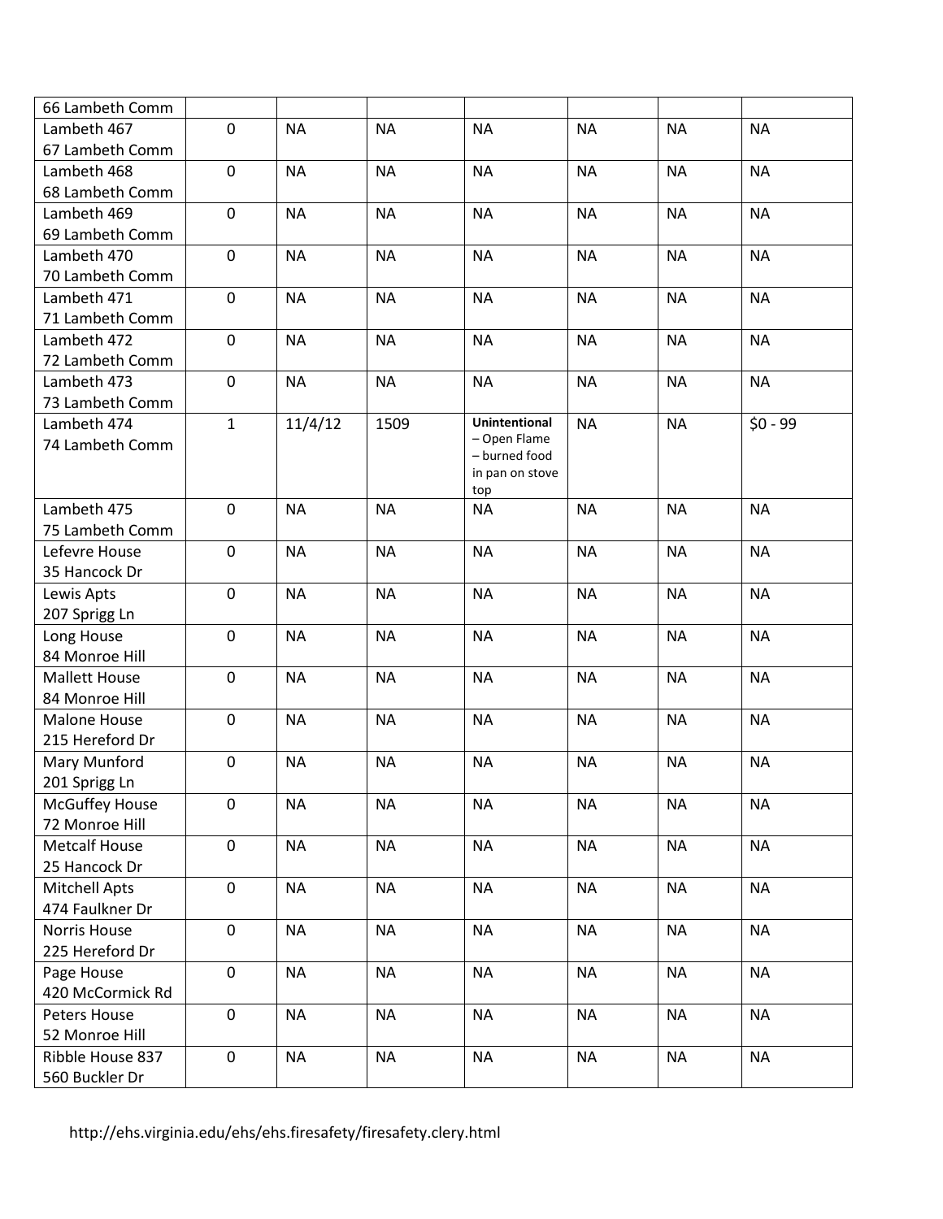| | | | | | | | |
|---|---|---|---|---|---|---|---|
| 66 Lambeth Comm | | | | | | | |
| Lambeth 467<br>67 Lambeth Comm | 0 | NA | NA | NA | NA | NA | NA |
| Lambeth 468<br>68 Lambeth Comm | 0 | NA | NA | NA | NA | NA | NA |
| Lambeth 469<br>69 Lambeth Comm | 0 | NA | NA | NA | NA | NA | NA |
| Lambeth 470<br>70 Lambeth Comm | 0 | NA | NA | NA | NA | NA | NA |
| Lambeth 471<br>71 Lambeth Comm | 0 | NA | NA | NA | NA | NA | NA |
| Lambeth 472<br>72 Lambeth Comm | 0 | NA | NA | NA | NA | NA | NA |
| Lambeth 473<br>73 Lambeth Comm | 0 | NA | NA | NA | NA | NA | NA |
| Lambeth 474<br>74 Lambeth Comm | 1 | 11/4/12 | 1509 | **Unintentional** – Open Flame – burned food in pan on stove top | NA | NA | $0 - 99 |
| Lambeth 475<br>75 Lambeth Comm | 0 | NA | NA | NA | NA | NA | NA |
| Lefevre House<br>35 Hancock Dr | 0 | NA | NA | NA | NA | NA | NA |
| Lewis Apts<br>207 Sprigg Ln | 0 | NA | NA | NA | NA | NA | NA |
| Long House<br>84 Monroe Hill | 0 | NA | NA | NA | NA | NA | NA |
| Mallett House<br>84 Monroe Hill | 0 | NA | NA | NA | NA | NA | NA |
| Malone House<br>215 Hereford Dr | 0 | NA | NA | NA | NA | NA | NA |
| Mary Munford<br>201 Sprigg Ln | 0 | NA | NA | NA | NA | NA | NA |
| McGuffey House<br>72 Monroe Hill | 0 | NA | NA | NA | NA | NA | NA |
| Metcalf House<br>25 Hancock Dr | 0 | NA | NA | NA | NA | NA | NA |
| Mitchell Apts<br>474 Faulkner Dr | 0 | NA | NA | NA | NA | NA | NA |
| Norris House<br>225 Hereford Dr | 0 | NA | NA | NA | NA | NA | NA |
| Page House<br>420 McCormick Rd | 0 | NA | NA | NA | NA | NA | NA |
| Peters House<br>52 Monroe Hill | 0 | NA | NA | NA | NA | NA | NA |
| Ribble House 837<br>560 Buckler Dr | 0 | NA | NA | NA | NA | NA | NA |

http://ehs.virginia.edu/ehs/ehs.firesafety/firesafety.clery.html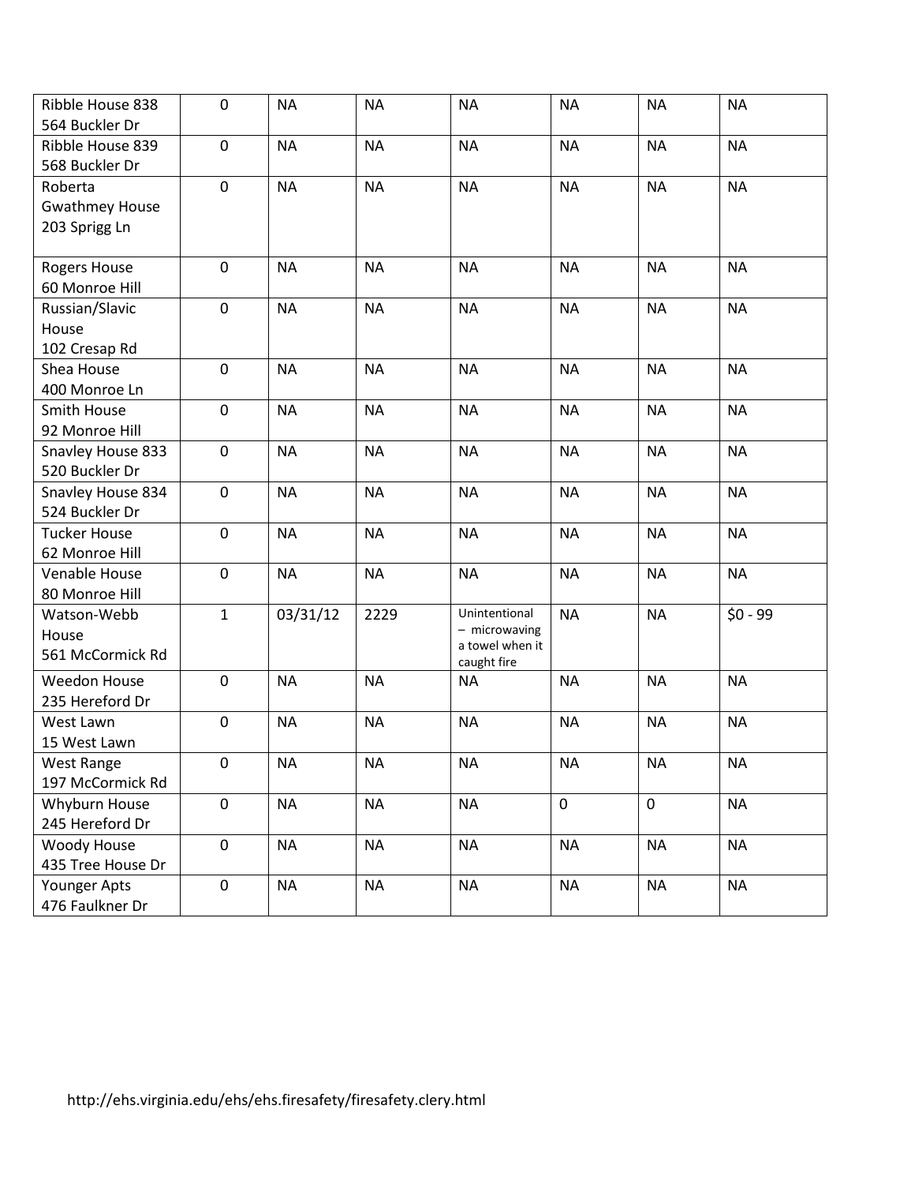| | | | | | | | |
|---|---|---|---|---|---|---|---|
| Ribble House 838 564 Buckler Dr | 0 | NA | NA | NA | NA | NA | NA |
| Ribble House 839 568 Buckler Dr | 0 | NA | NA | NA | NA | NA | NA |
| Roberta Gwathmey House 203 Sprigg Ln | 0 | NA | NA | NA | NA | NA | NA |
| Rogers House 60 Monroe Hill | 0 | NA | NA | NA | NA | NA | NA |
| Russian/Slavic House 102 Cresap Rd | 0 | NA | NA | NA | NA | NA | NA |
| Shea House 400 Monroe Ln | 0 | NA | NA | NA | NA | NA | NA |
| Smith House 92 Monroe Hill | 0 | NA | NA | NA | NA | NA | NA |
| Snavley House 833 520 Buckler Dr | 0 | NA | NA | NA | NA | NA | NA |
| Snavley House 834 524 Buckler Dr | 0 | NA | NA | NA | NA | NA | NA |
| Tucker House 62 Monroe Hill | 0 | NA | NA | NA | NA | NA | NA |
| Venable House 80 Monroe Hill | 0 | NA | NA | NA | NA | NA | NA |
| Watson-Webb House 561 McCormick Rd | 1 | 03/31/12 | 2229 | Unintentional – microwaving a towel when it caught fire | NA | NA | $0 - 99 |
| Weedon House 235 Hereford Dr | 0 | NA | NA | NA | NA | NA | NA |
| West Lawn 15 West Lawn | 0 | NA | NA | NA | NA | NA | NA |
| West Range 197 McCormick Rd | 0 | NA | NA | NA | NA | NA | NA |
| Whyburn House 245 Hereford Dr | 0 | NA | NA | NA | 0 | 0 | NA |
| Woody House 435 Tree House Dr | 0 | NA | NA | NA | NA | NA | NA |
| Younger Apts 476 Faulkner Dr | 0 | NA | NA | NA | NA | NA | NA |

http://ehs.virginia.edu/ehs/ehs.firesafety/firesafety.clery.html